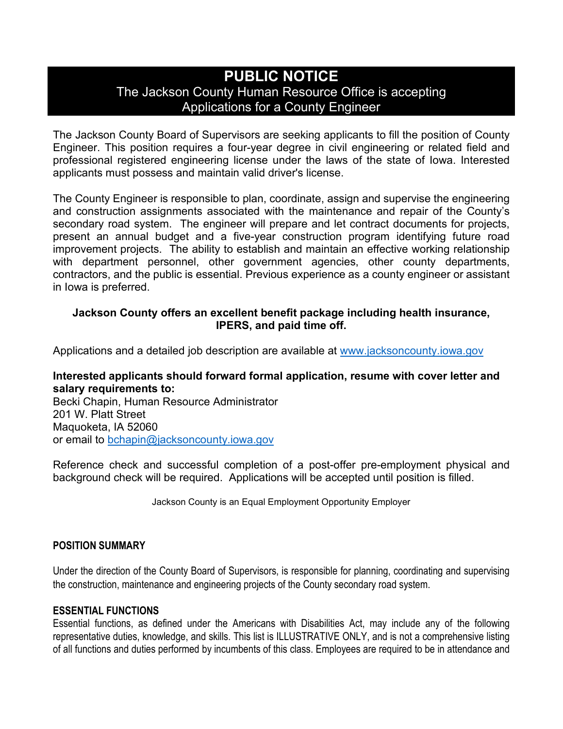# PUBLIC NOTICE

## The Jackson County Human Resource Office is accepting Applications for a County Engineer

The Jackson County Board of Supervisors are seeking applicants to fill the position of County Engineer. This position requires a four-year degree in civil engineering or related field and professional registered engineering license under the laws of the state of Iowa. Interested applicants must possess and maintain valid driver's license.

The County Engineer is responsible to plan, coordinate, assign and supervise the engineering and construction assignments associated with the maintenance and repair of the County's secondary road system. The engineer will prepare and let contract documents for projects, present an annual budget and a five-year construction program identifying future road improvement projects. The ability to establish and maintain an effective working relationship with department personnel, other government agencies, other county departments, contractors, and the public is essential. Previous experience as a county engineer or assistant in Iowa is preferred.

**Jackson County offers an excellent benefit package including health insurance, IPERS, and paid time off.**

Applications and a detailed job description are available at [www.jacksoncounty.iowa.gov](http://www.jacksoncounty.iowa.gov)

**Interested applicants should forward formal application, resume with cover letter and salary requirements to:**
Becki Chapin, Human Resource Administrator
201 W. Platt Street
Maquoketa, IA 52060
or email to [bchapin@jacksoncounty.iowa.gov](mailto:bchapin@jacksoncounty.iowa.gov)

Reference check and successful completion of a post-offer pre-employment physical and background check will be required. Applications will be accepted until position is filled.

Jackson County is an Equal Employment Opportunity Employer

### POSITION SUMMARY

Under the direction of the County Board of Supervisors, is responsible for planning, coordinating and supervising the construction, maintenance and engineering projects of the County secondary road system.

### ESSENTIAL FUNCTIONS

Essential functions, as defined under the Americans with Disabilities Act, may include any of the following representative duties, knowledge, and skills. This list is ILLUSTRATIVE ONLY, and is not a comprehensive listing of all functions and duties performed by incumbents of this class. Employees are required to be in attendance and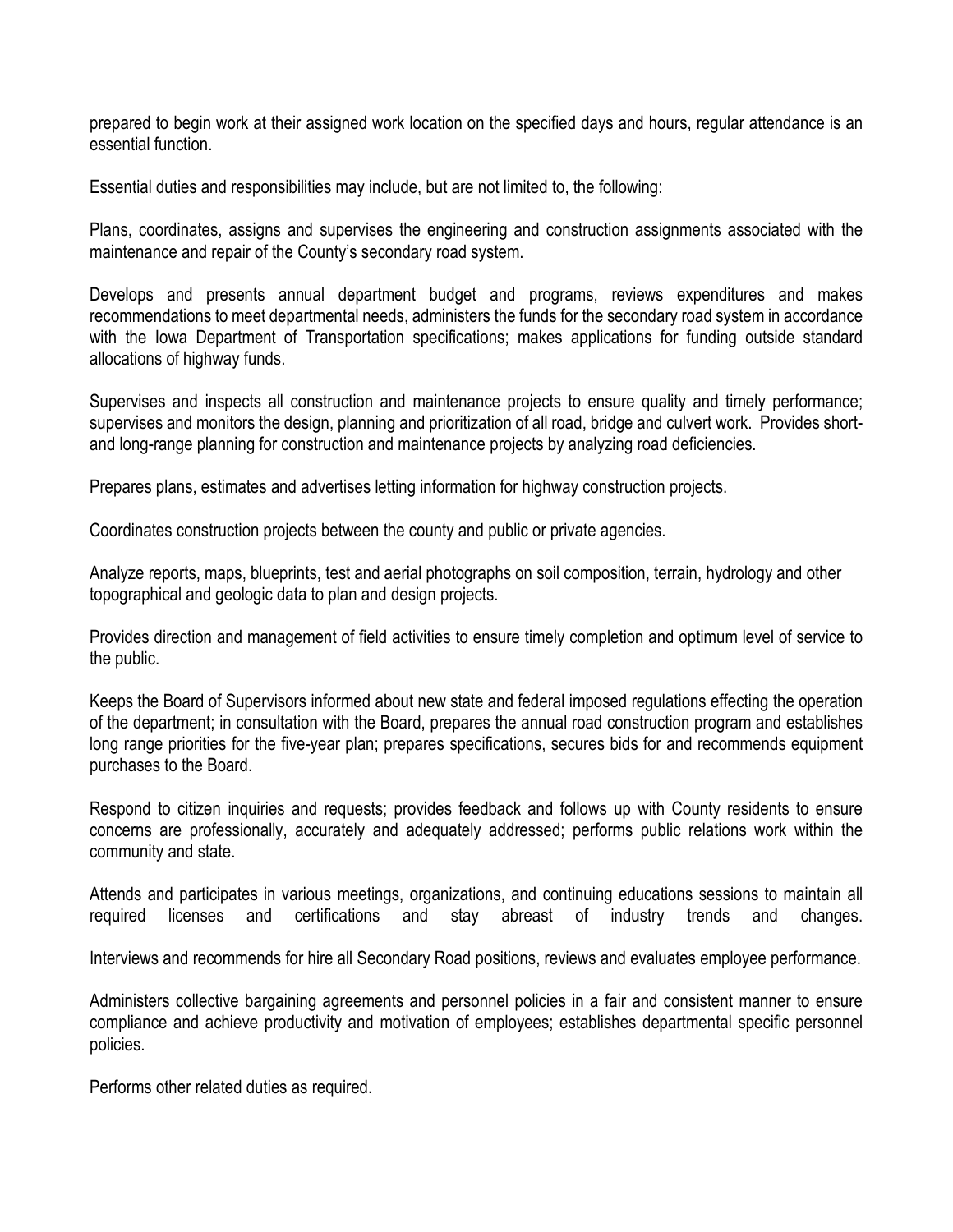prepared to begin work at their assigned work location on the specified days and hours, regular attendance is an essential function.

Essential duties and responsibilities may include, but are not limited to, the following:

Plans, coordinates, assigns and supervises the engineering and construction assignments associated with the maintenance and repair of the County's secondary road system.

Develops and presents annual department budget and programs, reviews expenditures and makes recommendations to meet departmental needs, administers the funds for the secondary road system in accordance with the Iowa Department of Transportation specifications; makes applications for funding outside standard allocations of highway funds.

Supervises and inspects all construction and maintenance projects to ensure quality and timely performance; supervises and monitors the design, planning and prioritization of all road, bridge and culvert work. Provides short- and long-range planning for construction and maintenance projects by analyzing road deficiencies.

Prepares plans, estimates and advertises letting information for highway construction projects.

Coordinates construction projects between the county and public or private agencies.

Analyze reports, maps, blueprints, test and aerial photographs on soil composition, terrain, hydrology and other topographical and geologic data to plan and design projects.

Provides direction and management of field activities to ensure timely completion and optimum level of service to the public.

Keeps the Board of Supervisors informed about new state and federal imposed regulations effecting the operation of the department; in consultation with the Board, prepares the annual road construction program and establishes long range priorities for the five-year plan; prepares specifications, secures bids for and recommends equipment purchases to the Board.

Respond to citizen inquiries and requests; provides feedback and follows up with County residents to ensure concerns are professionally, accurately and adequately addressed; performs public relations work within the community and state.

Attends and participates in various meetings, organizations, and continuing educations sessions to maintain all required licenses and certifications and stay abreast of industry trends and changes.

Interviews and recommends for hire all Secondary Road positions, reviews and evaluates employee performance.

Administers collective bargaining agreements and personnel policies in a fair and consistent manner to ensure compliance and achieve productivity and motivation of employees; establishes departmental specific personnel policies.

Performs other related duties as required.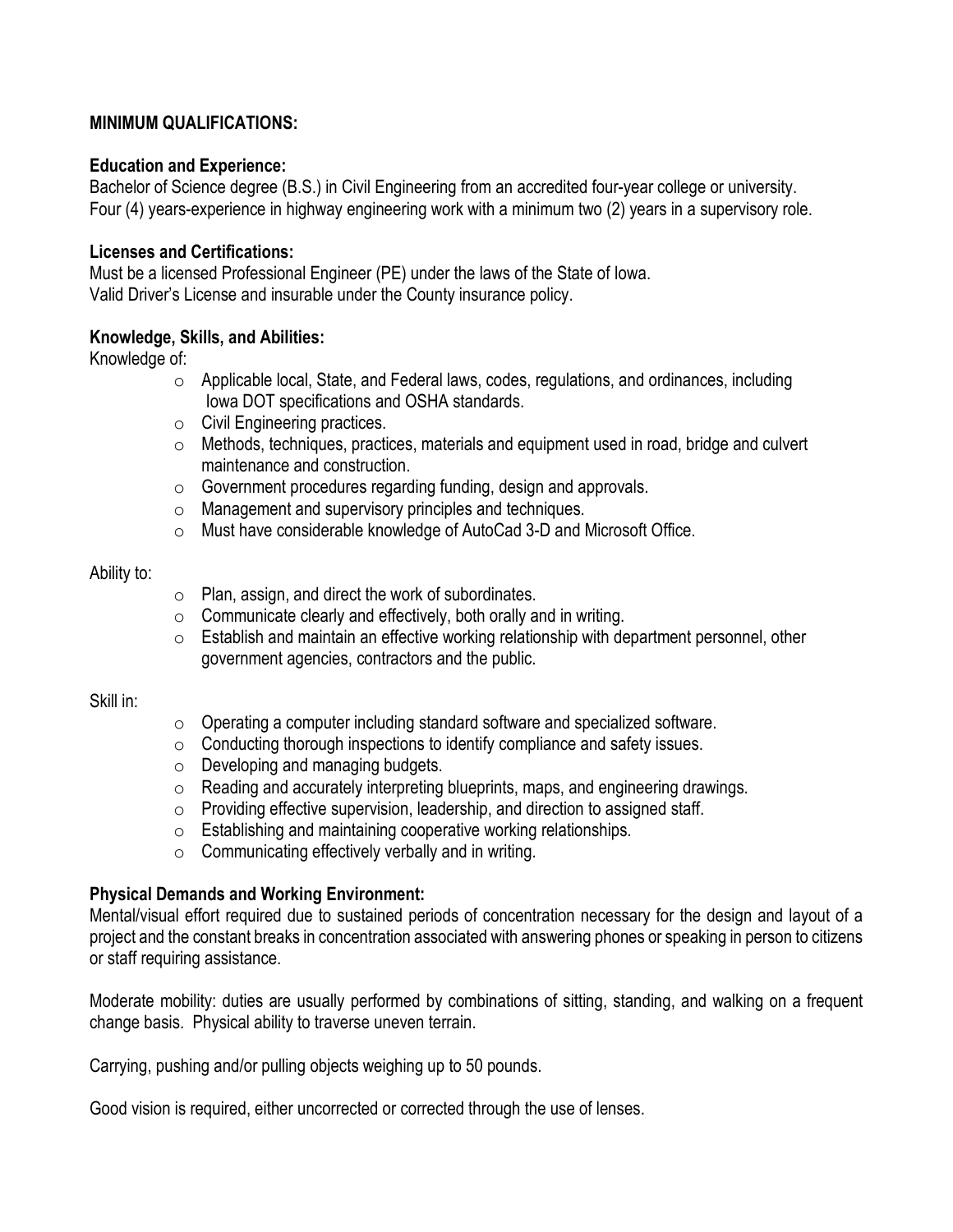## MINIMUM QUALIFICATIONS:

### Education and Experience:

Bachelor of Science degree (B.S.) in Civil Engineering from an accredited four-year college or university.
Four (4) years-experience in highway engineering work with a minimum two (2) years in a supervisory role.

### Licenses and Certifications:

Must be a licensed Professional Engineer (PE) under the laws of the State of Iowa.
Valid Driver's License and insurable under the County insurance policy.

### Knowledge, Skills, and Abilities:

Knowledge of:

- Applicable local, State, and Federal laws, codes, regulations, and ordinances, including Iowa DOT specifications and OSHA standards.
- Civil Engineering practices.
- Methods, techniques, practices, materials and equipment used in road, bridge and culvert maintenance and construction.
- Government procedures regarding funding, design and approvals.
- Management and supervisory principles and techniques.
- Must have considerable knowledge of AutoCad 3-D and Microsoft Office.

Ability to:

- Plan, assign, and direct the work of subordinates.
- Communicate clearly and effectively, both orally and in writing.
- Establish and maintain an effective working relationship with department personnel, other government agencies, contractors and the public.

Skill in:

- Operating a computer including standard software and specialized software.
- Conducting thorough inspections to identify compliance and safety issues.
- Developing and managing budgets.
- Reading and accurately interpreting blueprints, maps, and engineering drawings.
- Providing effective supervision, leadership, and direction to assigned staff.
- Establishing and maintaining cooperative working relationships.
- Communicating effectively verbally and in writing.

### Physical Demands and Working Environment:

Mental/visual effort required due to sustained periods of concentration necessary for the design and layout of a project and the constant breaks in concentration associated with answering phones or speaking in person to citizens or staff requiring assistance.

Moderate mobility: duties are usually performed by combinations of sitting, standing, and walking on a frequent change basis. Physical ability to traverse uneven terrain.

Carrying, pushing and/or pulling objects weighing up to 50 pounds.

Good vision is required, either uncorrected or corrected through the use of lenses.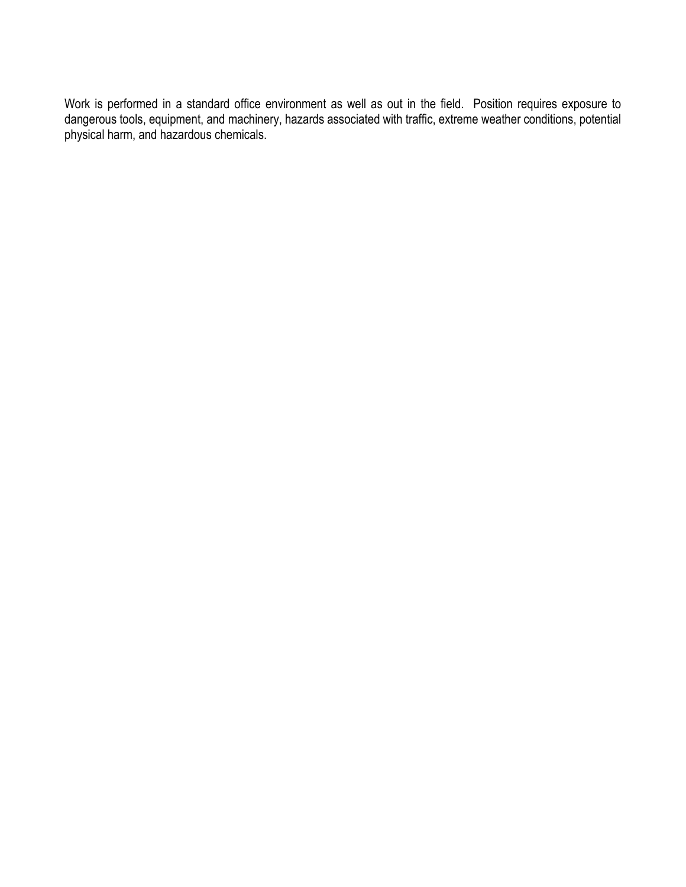Work is performed in a standard office environment as well as out in the field. Position requires exposure to dangerous tools, equipment, and machinery, hazards associated with traffic, extreme weather conditions, potential physical harm, and hazardous chemicals.